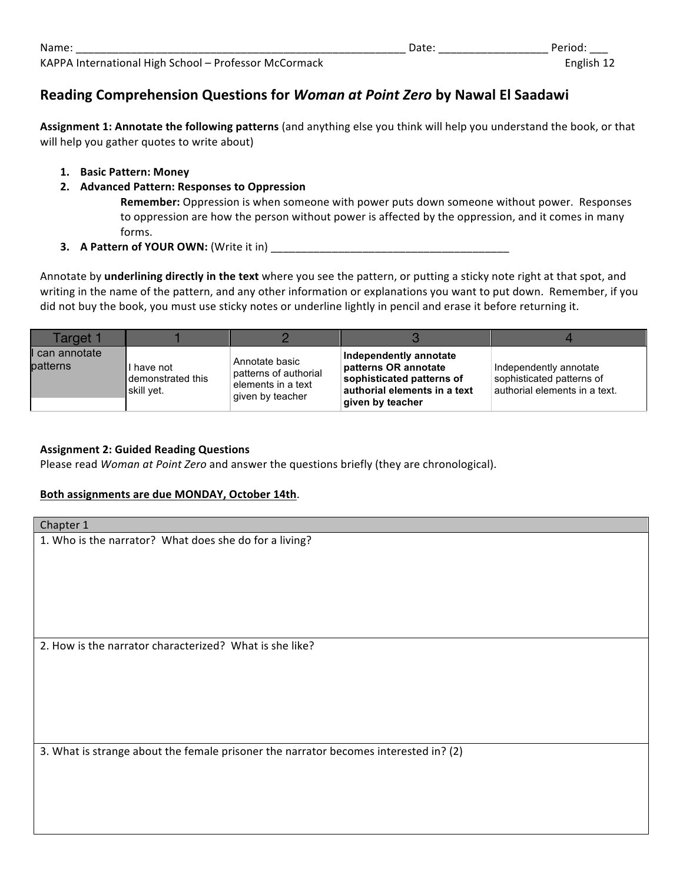Name: ________________________________________________________ Date: _________________ Period: ___
KAPPA International High School – Professor McCormack English 12

## Reading Comprehension Questions for *Woman at Point Zero* by Nawal El Saadawi

**Assignment 1: Annotate the following patterns** (and anything else you think will help you understand the book, or that will help you gather quotes to write about)

1. **Basic Pattern: Money**
2. **Advanced Pattern: Responses to Oppression**
   **Remember:** Oppression is when someone with power puts down someone without power. Responses to oppression are how the person without power is affected by the oppression, and it comes in many forms.
3. **A Pattern of YOUR OWN:** (Write it in) ________________________________________

Annotate by **underlining directly in the text** where you see the pattern, or putting a sticky note right at that spot, and writing in the name of the pattern, and any other information or explanations you want to put down. Remember, if you did not buy the book, you must use sticky notes or underline lightly in pencil and erase it before returning it.

| Target 1 | 1 | 2 | 3 | 4 |
|---|---|---|---|---|
| I can annotate patterns | I have not demonstrated this skill yet. | Annotate basic patterns of authorial elements in a text given by teacher | **Independently annotate patterns OR annotate sophisticated patterns of authorial elements in a text given by teacher** | Independently annotate sophisticated patterns of authorial elements in a text. |

**Assignment 2: Guided Reading Questions**
Please read *Woman at Point Zero* and answer the questions briefly (they are chronological).

**Both assignments are due MONDAY, October 14th**.

| Chapter 1 |
|---|
| 1. Who is the narrator? What does she do for a living? |
| 2. How is the narrator characterized? What is she like? |
| 3. What is strange about the female prisoner the narrator becomes interested in? (2) |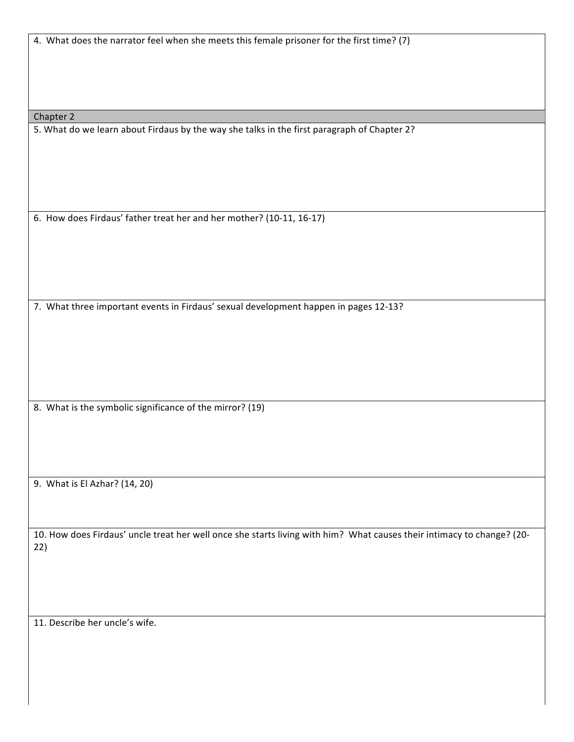4. What does the narrator feel when she meets this female prisoner for the first time? (7)

## Chapter 2

5. What do we learn about Firdaus by the way she talks in the first paragraph of Chapter 2?

6. How does Firdaus' father treat her and her mother? (10-11, 16-17)

7. What three important events in Firdaus' sexual development happen in pages 12-13?

8. What is the symbolic significance of the mirror? (19)

9. What is El Azhar? (14, 20)

10. How does Firdaus' uncle treat her well once she starts living with him? What causes their intimacy to change? (20-22)

11. Describe her uncle's wife.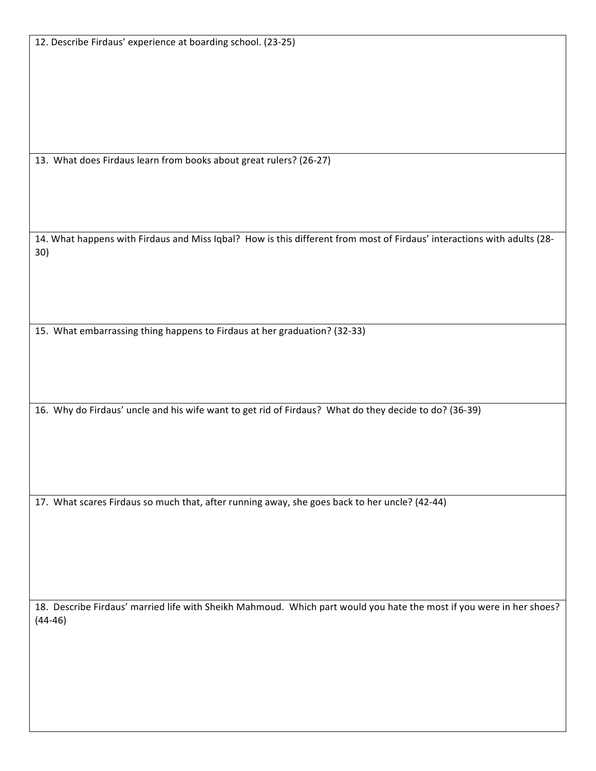12. Describe Firdaus' experience at boarding school. (23-25)

13. What does Firdaus learn from books about great rulers? (26-27)

14. What happens with Firdaus and Miss Iqbal? How is this different from most of Firdaus' interactions with adults (28-30)

15. What embarrassing thing happens to Firdaus at her graduation? (32-33)

16. Why do Firdaus' uncle and his wife want to get rid of Firdaus? What do they decide to do? (36-39)

17. What scares Firdaus so much that, after running away, she goes back to her uncle? (42-44)

18. Describe Firdaus' married life with Sheikh Mahmoud. Which part would you hate the most if you were in her shoes? (44-46)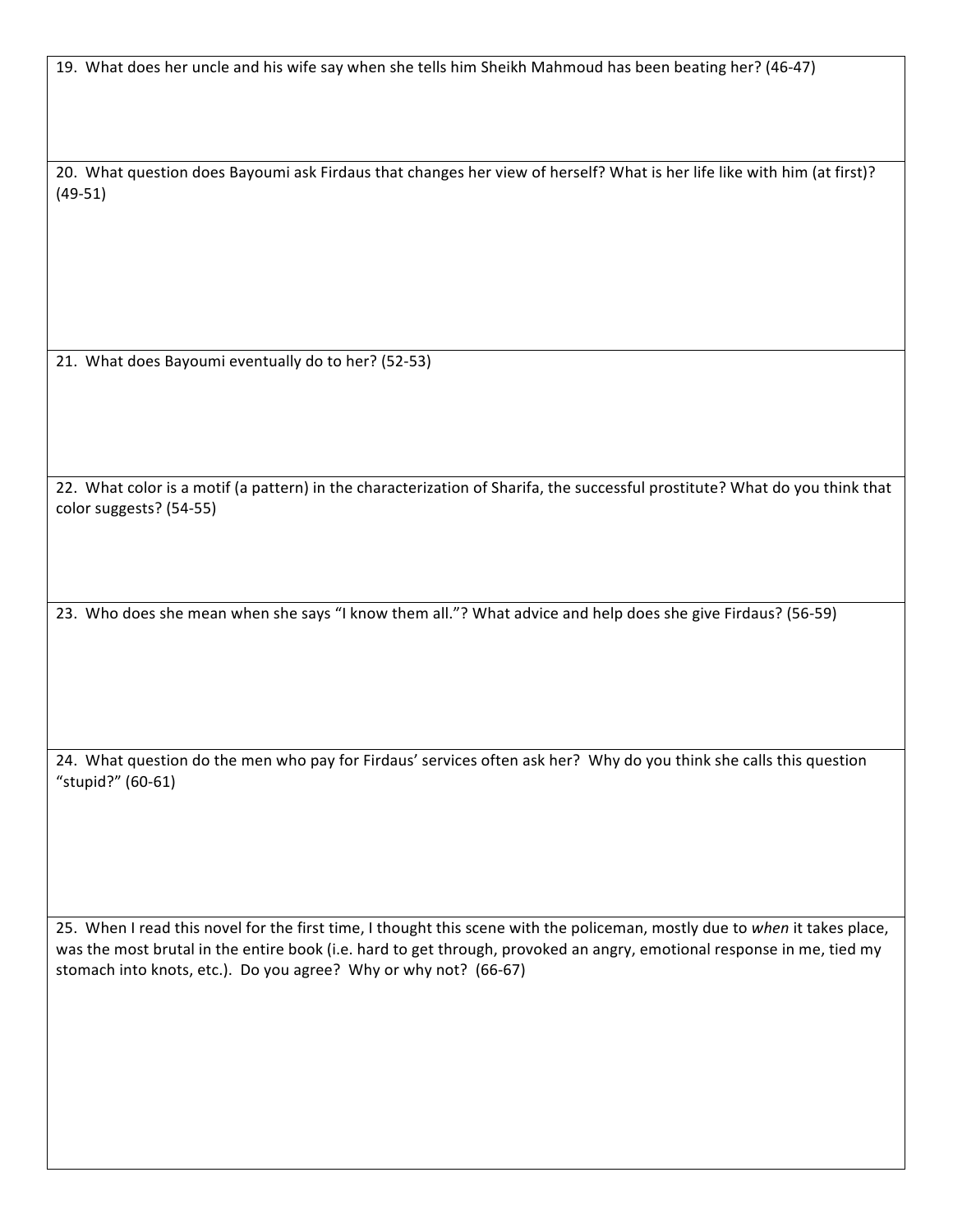19. What does her uncle and his wife say when she tells him Sheikh Mahmoud has been beating her? (46-47)

20. What question does Bayoumi ask Firdaus that changes her view of herself? What is her life like with him (at first)? (49-51)

21. What does Bayoumi eventually do to her? (52-53)

22. What color is a motif (a pattern) in the characterization of Sharifa, the successful prostitute? What do you think that color suggests? (54-55)

23. Who does she mean when she says "I know them all."? What advice and help does she give Firdaus? (56-59)

24. What question do the men who pay for Firdaus' services often ask her? Why do you think she calls this question "stupid?" (60-61)

25. When I read this novel for the first time, I thought this scene with the policeman, mostly due to *when* it takes place, was the most brutal in the entire book (i.e. hard to get through, provoked an angry, emotional response in me, tied my stomach into knots, etc.). Do you agree? Why or why not? (66-67)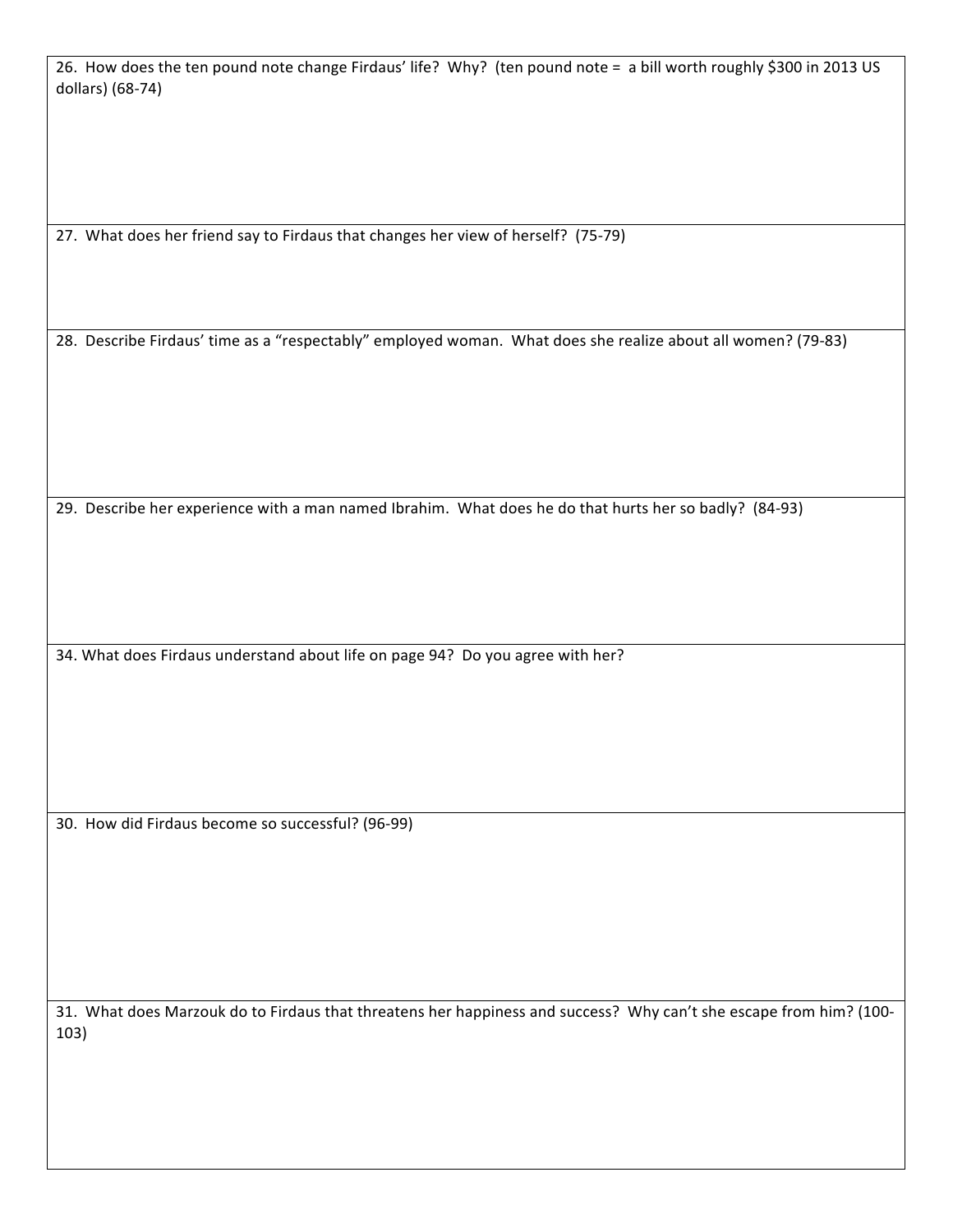26. How does the ten pound note change Firdaus' life? Why? (ten pound note = a bill worth roughly $300 in 2013 US dollars) (68-74)

27. What does her friend say to Firdaus that changes her view of herself? (75-79)

28. Describe Firdaus' time as a "respectably" employed woman. What does she realize about all women? (79-83)

29. Describe her experience with a man named Ibrahim. What does he do that hurts her so badly? (84-93)

34. What does Firdaus understand about life on page 94? Do you agree with her?

30. How did Firdaus become so successful? (96-99)

31. What does Marzouk do to Firdaus that threatens her happiness and success? Why can't she escape from him? (100-103)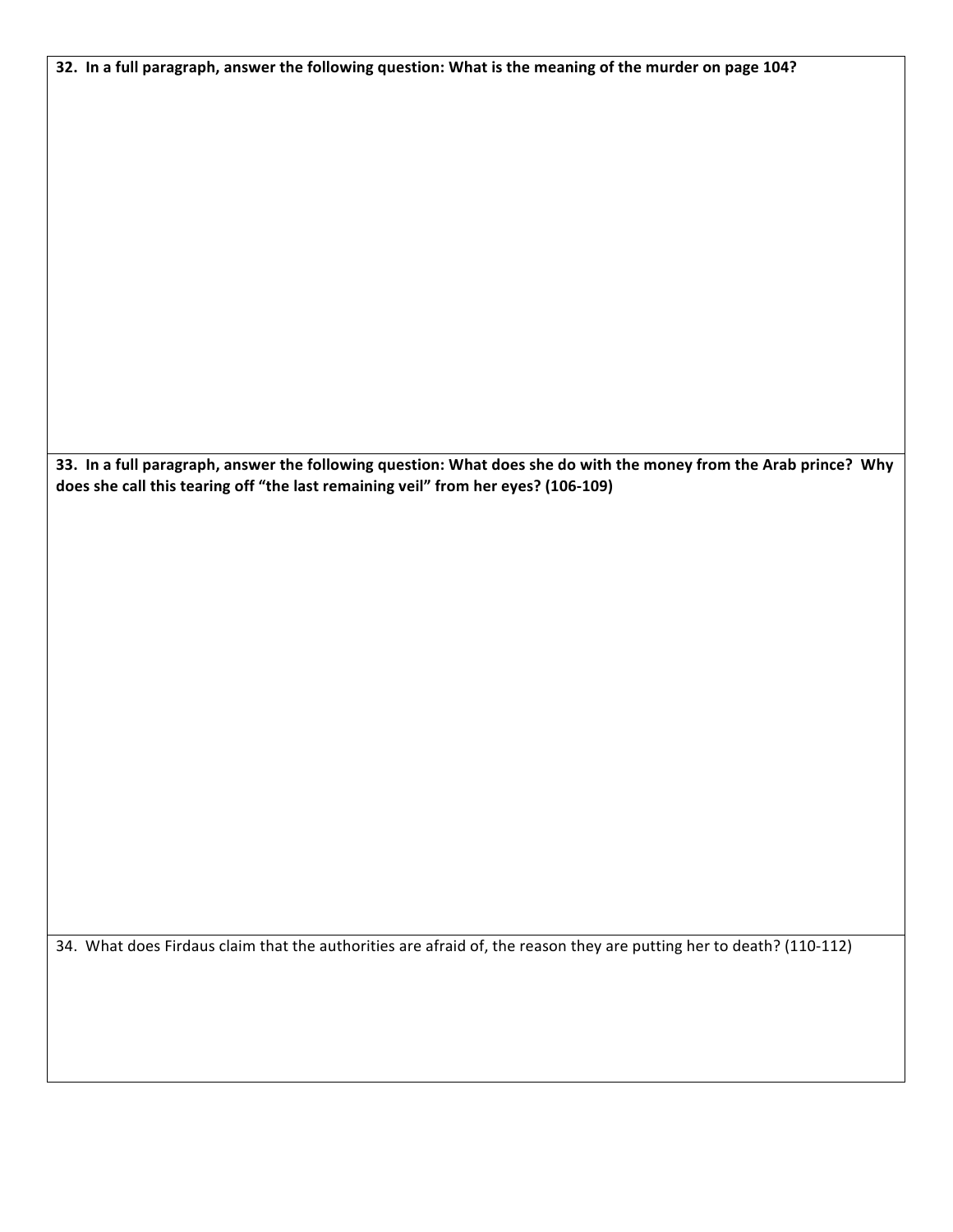**32. In a full paragraph, answer the following question: What is the meaning of the murder on page 104?**

**33. In a full paragraph, answer the following question: What does she do with the money from the Arab prince? Why does she call this tearing off "the last remaining veil" from her eyes? (106-109)**

34. What does Firdaus claim that the authorities are afraid of, the reason they are putting her to death? (110-112)